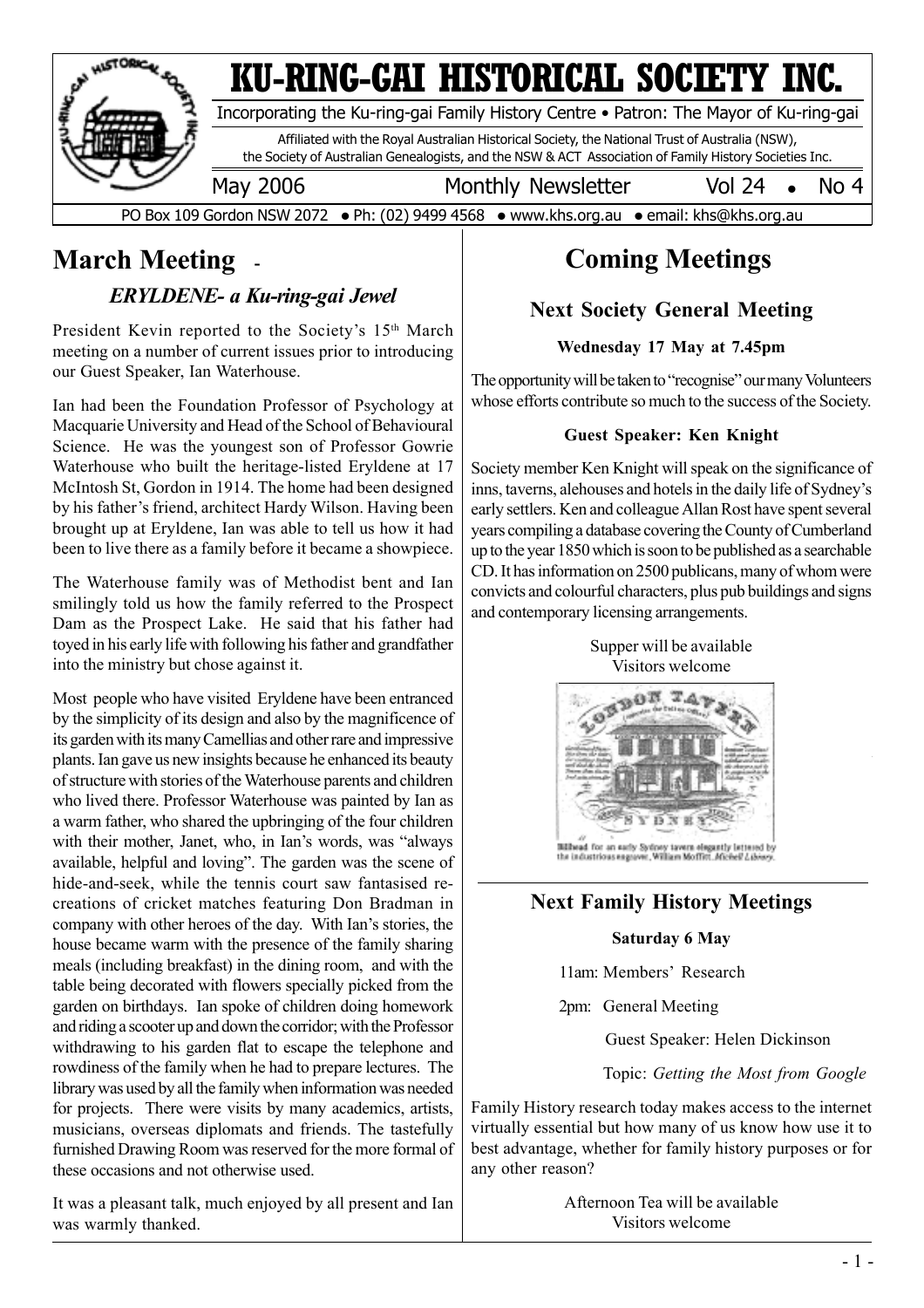# KU-RING-GAI HISTORICAL SOCIETY INC.

Incorporating the Ku-ring-gai Family History Centre • Patron: The Mayor of Ku-ring-gai

Affiliated with the Royal Australian Historical Society, the National Trust of Australia (NSW), the Society of Australian Genealogists, and the NSW & ACT Association of Family History Societies Inc.

May 2006 — Monthly Newsletter — Vol 24 • No 4

PO Box 109 Gordon NSW 2072 • Ph: (02) 9499 4568 • www.khs.org.au • email: khs@khs.org.au

## March Meeting -

### *ERYLDENE- a Ku-ring-gai Jewel*

President Kevin reported to the Society's 15th March meeting on a number of current issues prior to introducing our Guest Speaker, Ian Waterhouse.

Ian had been the Foundation Professor of Psychology at Macquarie University and Head of the School of Behavioural Science. He was the youngest son of Professor Gowrie Waterhouse who built the heritage-listed Eryldene at 17 McIntosh St, Gordon in 1914. The home had been designed by his father's friend, architect Hardy Wilson. Having been brought up at Eryldene, Ian was able to tell us how it had been to live there as a family before it became a showpiece.

The Waterhouse family was of Methodist bent and Ian smilingly told us how the family referred to the Prospect Dam as the Prospect Lake. He said that his father had toyed in his early life with following his father and grandfather into the ministry but chose against it.

Most people who have visited Eryldene have been entranced by the simplicity of its design and also by the magnificence of its garden with its many Camellias and other rare and impressive plants. Ian gave us new insights because he enhanced its beauty of structure with stories of the Waterhouse parents and children who lived there. Professor Waterhouse was painted by Ian as a warm father, who shared the upbringing of the four children with their mother, Janet, who, in Ian's words, was "always available, helpful and loving". The garden was the scene of hide-and-seek, while the tennis court saw fantasised re-creations of cricket matches featuring Don Bradman in company with other heroes of the day. With Ian's stories, the house became warm with the presence of the family sharing meals (including breakfast) in the dining room, and with the table being decorated with flowers specially picked from the garden on birthdays. Ian spoke of children doing homework and riding a scooter up and down the corridor; with the Professor withdrawing to his garden flat to escape the telephone and rowdiness of the family when he had to prepare lectures. The library was used by all the family when information was needed for projects. There were visits by many academics, artists, musicians, overseas diplomats and friends. The tastefully furnished Drawing Room was reserved for the more formal of these occasions and not otherwise used.

It was a pleasant talk, much enjoyed by all present and Ian was warmly thanked.

## Coming Meetings

### Next Society General Meeting

**Wednesday 17 May at 7.45pm**

The opportunity will be taken to "recognise" our many Volunteers whose efforts contribute so much to the success of the Society.

**Guest Speaker: Ken Knight**

Society member Ken Knight will speak on the significance of inns, taverns, alehouses and hotels in the daily life of Sydney's early settlers. Ken and colleague Allan Rost have spent several years compiling a database covering the County of Cumberland up to the year 1850 which is soon to be published as a searchable CD. It has information on 2500 publicans, many of whom were convicts and colourful characters, plus pub buildings and signs and contemporary licensing arrangements.

Supper will be available
Visitors welcome

Billhead for an early Sydney tavern elegantly lettered by the industrious engraver, William Moffitt. *Mitchell Library.*

### Next Family History Meetings

**Saturday 6 May**

11am: Members' Research

2pm: General Meeting

Guest Speaker: Helen Dickinson

Topic: *Getting the Most from Google*

Family History research today makes access to the internet virtually essential but how many of us know how use it to best advantage, whether for family history purposes or for any other reason?

Afternoon Tea will be available
Visitors welcome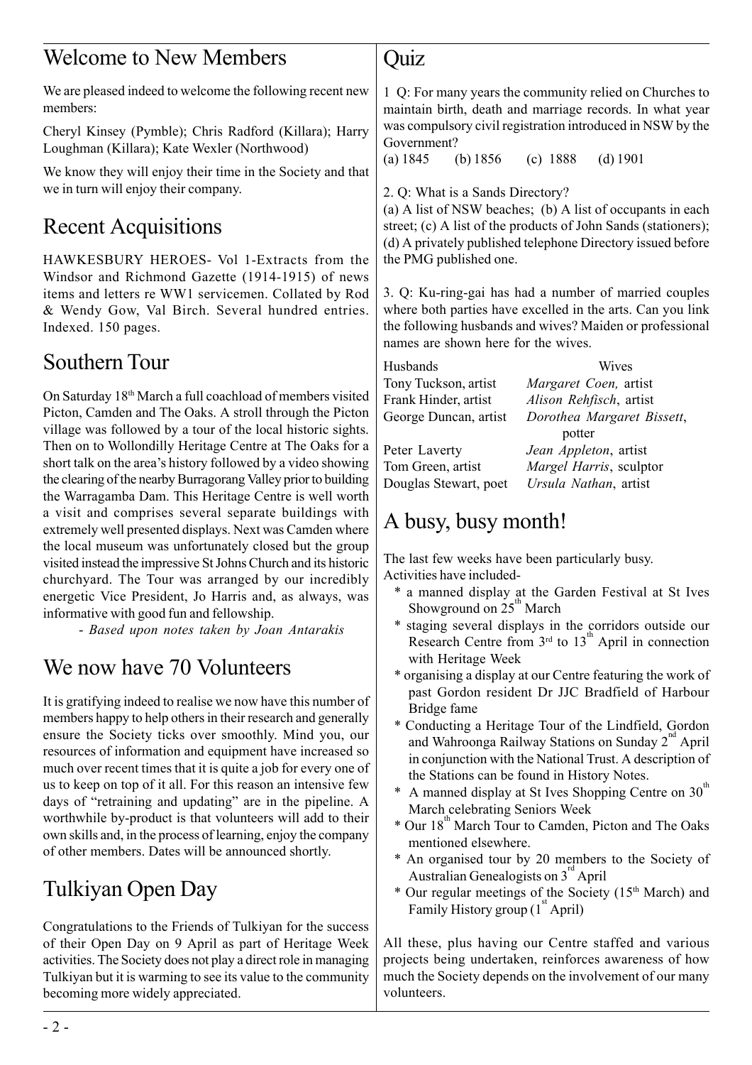## Welcome to New Members

We are pleased indeed to welcome the following recent new members:

Cheryl Kinsey (Pymble); Chris Radford (Killara); Harry Loughman (Killara); Kate Wexler (Northwood)

We know they will enjoy their time in the Society and that we in turn will enjoy their company.

## Recent Acquisitions

HAWKESBURY HEROES- Vol 1-Extracts from the Windsor and Richmond Gazette (1914-1915) of news items and letters re WW1 servicemen. Collated by Rod & Wendy Gow, Val Birch. Several hundred entries. Indexed. 150 pages.

## Southern Tour

On Saturday 18th March a full coachload of members visited Picton, Camden and The Oaks. A stroll through the Picton village was followed by a tour of the local historic sights. Then on to Wollondilly Heritage Centre at The Oaks for a short talk on the area's history followed by a video showing the clearing of the nearby Burragorang Valley prior to building the Warragamba Dam. This Heritage Centre is well worth a visit and comprises several separate buildings with extremely well presented displays. Next was Camden where the local museum was unfortunately closed but the group visited instead the impressive St Johns Church and its historic churchyard. The Tour was arranged by our incredibly energetic Vice President, Jo Harris and, as always, was informative with good fun and fellowship.

*- Based upon notes taken by Joan Antarakis*

## We now have 70 Volunteers

It is gratifying indeed to realise we now have this number of members happy to help others in their research and generally ensure the Society ticks over smoothly. Mind you, our resources of information and equipment have increased so much over recent times that it is quite a job for every one of us to keep on top of it all. For this reason an intensive few days of "retraining and updating" are in the pipeline. A worthwhile by-product is that volunteers will add to their own skills and, in the process of learning, enjoy the company of other members. Dates will be announced shortly.

## Tulkiyan Open Day

Congratulations to the Friends of Tulkiyan for the success of their Open Day on 9 April as part of Heritage Week activities. The Society does not play a direct role in managing Tulkiyan but it is warming to see its value to the community becoming more widely appreciated.

## Quiz

1 Q: For many years the community relied on Churches to maintain birth, death and marriage records. In what year was compulsory civil registration introduced in NSW by the Government?
(a) 1845 (b) 1856 (c) 1888 (d) 1901

2. Q: What is a Sands Directory?
(a) A list of NSW beaches; (b) A list of occupants in each street; (c) A list of the products of John Sands (stationers); (d) A privately published telephone Directory issued before the PMG published one.

3. Q: Ku-ring-gai has had a number of married couples where both parties have excelled in the arts. Can you link the following husbands and wives? Maiden or professional names are shown here for the wives.

| Husbands | Wives |
|---|---|
| Tony Tuckson, artist | *Margaret Coen,* artist |
| Frank Hinder, artist | *Alison Rehfisch*, artist |
| George Duncan, artist | *Dorothea Margaret Bissett*, potter |
| Peter Laverty | *Jean Appleton*, artist |
| Tom Green, artist | *Margel Harris*, sculptor |
| Douglas Stewart, poet | *Ursula Nathan*, artist |

## A busy, busy month!

The last few weeks have been particularly busy.
Activities have included-

* a manned display at the Garden Festival at St Ives Showground on 25th March
* staging several displays in the corridors outside our Research Centre from 3rd to 13th April in connection with Heritage Week
* organising a display at our Centre featuring the work of past Gordon resident Dr JJC Bradfield of Harbour Bridge fame
* Conducting a Heritage Tour of the Lindfield, Gordon and Wahroonga Railway Stations on Sunday 2nd April in conjunction with the National Trust. A description of the Stations can be found in History Notes.
* A manned display at St Ives Shopping Centre on 30th March celebrating Seniors Week
* Our 18th March Tour to Camden, Picton and The Oaks mentioned elsewhere.
* An organised tour by 20 members to the Society of Australian Genealogists on 3rd April
* Our regular meetings of the Society (15th March) and Family History group (1st April)

All these, plus having our Centre staffed and various projects being undertaken, reinforces awareness of how much the Society depends on the involvement of our many volunteers.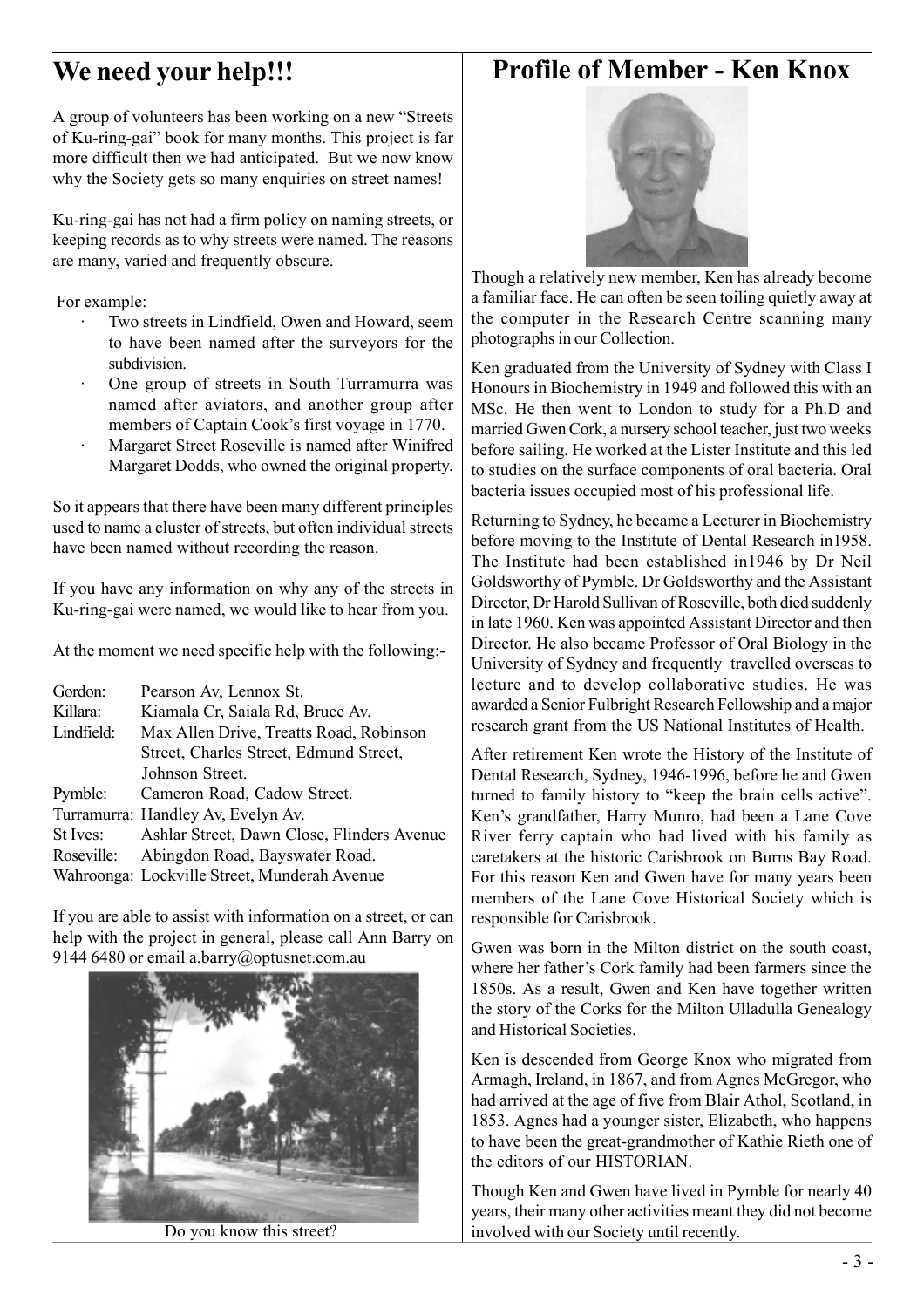## We need your help!!!

A group of volunteers has been working on a new "Streets of Ku-ring-gai" book for many months. This project is far more difficult then we had anticipated. But we now know why the Society gets so many enquiries on street names!

Ku-ring-gai has not had a firm policy on naming streets, or keeping records as to why streets were named. The reasons are many, varied and frequently obscure.

For example:

- Two streets in Lindfield, Owen and Howard, seem to have been named after the surveyors for the subdivision.
- One group of streets in South Turramurra was named after aviators, and another group after members of Captain Cook's first voyage in 1770.
- Margaret Street Roseville is named after Winifred Margaret Dodds, who owned the original property.

So it appears that there have been many different principles used to name a cluster of streets, but often individual streets have been named without recording the reason.

If you have any information on why any of the streets in Ku-ring-gai were named, we would like to hear from you.

At the moment we need specific help with the following:-

| | |
|---|---|
| Gordon: | Pearson Av, Lennox St. |
| Killara: | Kiamala Cr, Saiala Rd, Bruce Av. |
| Lindfield: | Max Allen Drive, Treatts Road, Robinson Street, Charles Street, Edmund Street, Johnson Street. |
| Pymble: | Cameron Road, Cadow Street. |
| Turramurra: | Handley Av, Evelyn Av. |
| St Ives: | Ashlar Street, Dawn Close, Flinders Avenue |
| Roseville: | Abingdon Road, Bayswater Road. |
| Wahroonga: | Lockville Street, Munderah Avenue |

If you are able to assist with information on a street, or can help with the project in general, please call Ann Barry on 9144 6480 or email a.barry@optusnet.com.au

Do you know this street?

## Profile of Member - Ken Knox

Though a relatively new member, Ken has already become a familiar face. He can often be seen toiling quietly away at the computer in the Research Centre scanning many photographs in our Collection.

Ken graduated from the University of Sydney with Class I Honours in Biochemistry in 1949 and followed this with an MSc. He then went to London to study for a Ph.D and married Gwen Cork, a nursery school teacher, just two weeks before sailing. He worked at the Lister Institute and this led to studies on the surface components of oral bacteria. Oral bacteria issues occupied most of his professional life.

Returning to Sydney, he became a Lecturer in Biochemistry before moving to the Institute of Dental Research in1958. The Institute had been established in1946 by Dr Neil Goldsworthy of Pymble. Dr Goldsworthy and the Assistant Director, Dr Harold Sullivan of Roseville, both died suddenly in late 1960. Ken was appointed Assistant Director and then Director. He also became Professor of Oral Biology in the University of Sydney and frequently travelled overseas to lecture and to develop collaborative studies. He was awarded a Senior Fulbright Research Fellowship and a major research grant from the US National Institutes of Health.

After retirement Ken wrote the History of the Institute of Dental Research, Sydney, 1946-1996, before he and Gwen turned to family history to "keep the brain cells active". Ken's grandfather, Harry Munro, had been a Lane Cove River ferry captain who had lived with his family as caretakers at the historic Carisbrook on Burns Bay Road. For this reason Ken and Gwen have for many years been members of the Lane Cove Historical Society which is responsible for Carisbrook.

Gwen was born in the Milton district on the south coast, where her father's Cork family had been farmers since the 1850s. As a result, Gwen and Ken have together written the story of the Corks for the Milton Ulladulla Genealogy and Historical Societies.

Ken is descended from George Knox who migrated from Armagh, Ireland, in 1867, and from Agnes McGregor, who had arrived at the age of five from Blair Athol, Scotland, in 1853. Agnes had a younger sister, Elizabeth, who happens to have been the great-grandmother of Kathie Rieth one of the editors of our HISTORIAN.

Though Ken and Gwen have lived in Pymble for nearly 40 years, their many other activities meant they did not become involved with our Society until recently.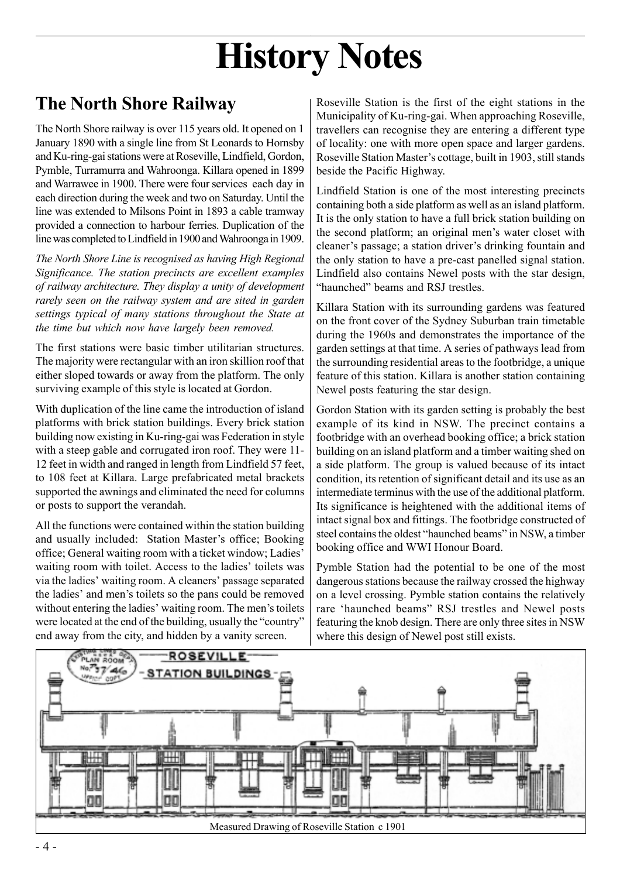# History Notes

## The North Shore Railway

The North Shore railway is over 115 years old. It opened on 1 January 1890 with a single line from St Leonards to Hornsby and Ku-ring-gai stations were at Roseville, Lindfield, Gordon, Pymble, Turramurra and Wahroonga. Killara opened in 1899 and Warrawee in 1900. There were four services each day in each direction during the week and two on Saturday. Until the line was extended to Milsons Point in 1893 a cable tramway provided a connection to harbour ferries. Duplication of the line was completed to Lindfield in 1900 and Wahroonga in 1909.

*The North Shore Line is recognised as having High Regional Significance. The station precincts are excellent examples of railway architecture. They display a unity of development rarely seen on the railway system and are sited in garden settings typical of many stations throughout the State at the time but which now have largely been removed.*

The first stations were basic timber utilitarian structures. The majority were rectangular with an iron skillion roof that either sloped towards or away from the platform. The only surviving example of this style is located at Gordon.

With duplication of the line came the introduction of island platforms with brick station buildings. Every brick station building now existing in Ku-ring-gai was Federation in style with a steep gable and corrugated iron roof. They were 11-12 feet in width and ranged in length from Lindfield 57 feet, to 108 feet at Killara. Large prefabricated metal brackets supported the awnings and eliminated the need for columns or posts to support the verandah.

All the functions were contained within the station building and usually included: Station Master's office; Booking office; General waiting room with a ticket window; Ladies' waiting room with toilet. Access to the ladies' toilets was via the ladies' waiting room. A cleaners' passage separated the ladies' and men's toilets so the pans could be removed without entering the ladies' waiting room. The men's toilets were located at the end of the building, usually the "country" end away from the city, and hidden by a vanity screen.

Roseville Station is the first of the eight stations in the Municipality of Ku-ring-gai. When approaching Roseville, travellers can recognise they are entering a different type of locality: one with more open space and larger gardens. Roseville Station Master's cottage, built in 1903, still stands beside the Pacific Highway.

Lindfield Station is one of the most interesting precincts containing both a side platform as well as an island platform. It is the only station to have a full brick station building on the second platform; an original men's water closet with cleaner's passage; a station driver's drinking fountain and the only station to have a pre-cast panelled signal station. Lindfield also contains Newel posts with the star design, "haunched" beams and RSJ trestles.

Killara Station with its surrounding gardens was featured on the front cover of the Sydney Suburban train timetable during the 1960s and demonstrates the importance of the garden settings at that time. A series of pathways lead from the surrounding residential areas to the footbridge, a unique feature of this station. Killara is another station containing Newel posts featuring the star design.

Gordon Station with its garden setting is probably the best example of its kind in NSW. The precinct contains a footbridge with an overhead booking office; a brick station building on an island platform and a timber waiting shed on a side platform. The group is valued because of its intact condition, its retention of significant detail and its use as an intermediate terminus with the use of the additional platform. Its significance is heightened with the additional items of intact signal box and fittings. The footbridge constructed of steel contains the oldest "haunched beams" in NSW, a timber booking office and WWI Honour Board.

Pymble Station had the potential to be one of the most dangerous stations because the railway crossed the highway on a level crossing. Pymble station contains the relatively rare 'haunched beams" RSJ trestles and Newel posts featuring the knob design. There are only three sites in NSW where this design of Newel post still exists.

Measured Drawing of Roseville Station c 1901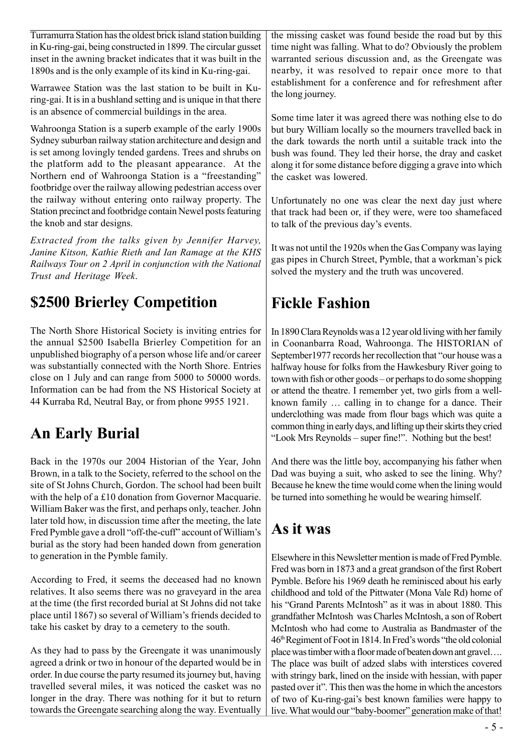Turramurra Station has the oldest brick island station building in Ku-ring-gai, being constructed in 1899. The circular gusset inset in the awning bracket indicates that it was built in the 1890s and is the only example of its kind in Ku-ring-gai.

Warrawee Station was the last station to be built in Ku-ring-gai. It is in a bushland setting and is unique in that there is an absence of commercial buildings in the area.

Wahroonga Station is a superb example of the early 1900s Sydney suburban railway station architecture and design and is set among lovingly tended gardens. Trees and shrubs on the platform add to the pleasant appearance. At the Northern end of Wahroonga Station is a "freestanding" footbridge over the railway allowing pedestrian access over the railway without entering onto railway property. The Station precinct and footbridge contain Newel posts featuring the knob and star designs.

*Extracted from the talks given by Jennifer Harvey, Janine Kitson, Kathie Rieth and Ian Ramage at the KHS Railways Tour on 2 April in conjunction with the National Trust and Heritage Week.*

## $2500 Brierley Competition

The North Shore Historical Society is inviting entries for the annual $2500 Isabella Brierley Competition for an unpublished biography of a person whose life and/or career was substantially connected with the North Shore. Entries close on 1 July and can range from 5000 to 50000 words. Information can be had from the NS Historical Society at 44 Kurraba Rd, Neutral Bay, or from phone 9955 1921.

## An Early Burial

Back in the 1970s our 2004 Historian of the Year, John Brown, in a talk to the Society, referred to the school on the site of St Johns Church, Gordon. The school had been built with the help of a £10 donation from Governor Macquarie. William Baker was the first, and perhaps only, teacher. John later told how, in discussion time after the meeting, the late Fred Pymble gave a droll "off-the-cuff" account of William's burial as the story had been handed down from generation to generation in the Pymble family.

According to Fred, it seems the deceased had no known relatives. It also seems there was no graveyard in the area at the time (the first recorded burial at St Johns did not take place until 1867) so several of William's friends decided to take his casket by dray to a cemetery to the south.

As they had to pass by the Greengate it was unanimously agreed a drink or two in honour of the departed would be in order. In due course the party resumed its journey but, having travelled several miles, it was noticed the casket was no longer in the dray. There was nothing for it but to return towards the Greengate searching along the way. Eventually the missing casket was found beside the road but by this time night was falling. What to do? Obviously the problem warranted serious discussion and, as the Greengate was nearby, it was resolved to repair once more to that establishment for a conference and for refreshment after the long journey.

Some time later it was agreed there was nothing else to do but bury William locally so the mourners travelled back in the dark towards the north until a suitable track into the bush was found. They led their horse, the dray and casket along it for some distance before digging a grave into which the casket was lowered.

Unfortunately no one was clear the next day just where that track had been or, if they were, were too shamefaced to talk of the previous day's events.

It was not until the 1920s when the Gas Company was laying gas pipes in Church Street, Pymble, that a workman's pick solved the mystery and the truth was uncovered.

## Fickle Fashion

In 1890 Clara Reynolds was a 12 year old living with her family in Coonanbarra Road, Wahroonga. The HISTORIAN of September1977 records her recollection that "our house was a halfway house for folks from the Hawkesbury River going to town with fish or other goods – or perhaps to do some shopping or attend the theatre. I remember yet, two girls from a well-known family … calling in to change for a dance. Their underclothing was made from flour bags which was quite a common thing in early days, and lifting up their skirts they cried "Look Mrs Reynolds – super fine!". Nothing but the best!

And there was the little boy, accompanying his father when Dad was buying a suit, who asked to see the lining. Why? Because he knew the time would come when the lining would be turned into something he would be wearing himself.

## As it was

Elsewhere in this Newsletter mention is made of Fred Pymble. Fred was born in 1873 and a great grandson of the first Robert Pymble. Before his 1969 death he reminisced about his early childhood and told of the Pittwater (Mona Vale Rd) home of his "Grand Parents McIntosh" as it was in about 1880. This grandfather McIntosh was Charles McIntosh, a son of Robert McIntosh who had come to Australia as Bandmaster of the 46th Regiment of Foot in 1814. In Fred's words "the old colonial place was timber with a floor made of beaten down ant gravel…. The place was built of adzed slabs with interstices covered with stringy bark, lined on the inside with hessian, with paper pasted over it". This then was the home in which the ancestors of two of Ku-ring-gai's best known families were happy to live. What would our "baby-boomer" generation make of that!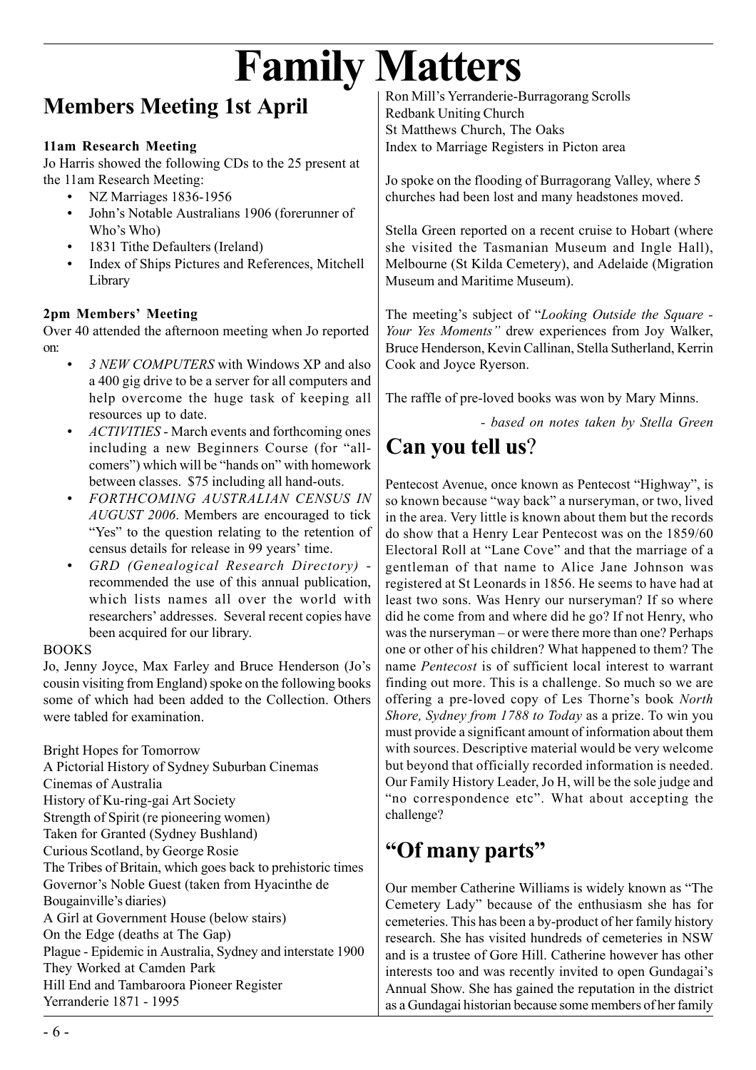# Family Matters

## Members Meeting 1st April

**11am Research Meeting**

Jo Harris showed the following CDs to the 25 present at the 11am Research Meeting:

- NZ Marriages 1836-1956
- John's Notable Australians 1906 (forerunner of Who's Who)
- 1831 Tithe Defaulters (Ireland)
- Index of Ships Pictures and References, Mitchell Library

**2pm Members' Meeting**

Over 40 attended the afternoon meeting when Jo reported on:

- *3 NEW COMPUTERS* with Windows XP and also a 400 gig drive to be a server for all computers and help overcome the huge task of keeping all resources up to date.
- *ACTIVITIES* - March events and forthcoming ones including a new Beginners Course (for "all-comers") which will be "hands on" with homework between classes. $75 including all hand-outs.
- *FORTHCOMING AUSTRALIAN CENSUS IN AUGUST 2006*. Members are encouraged to tick "Yes" to the question relating to the retention of census details for release in 99 years' time.
- *GRD (Genealogical Research Directory)* - recommended the use of this annual publication, which lists names all over the world with researchers' addresses. Several recent copies have been acquired for our library.

BOOKS

Jo, Jenny Joyce, Max Farley and Bruce Henderson (Jo's cousin visiting from England) spoke on the following books some of which had been added to the Collection. Others were tabled for examination.

Bright Hopes for Tomorrow
A Pictorial History of Sydney Suburban Cinemas
Cinemas of Australia
History of Ku-ring-gai Art Society
Strength of Spirit (re pioneering women)
Taken for Granted (Sydney Bushland)
Curious Scotland, by George Rosie
The Tribes of Britain, which goes back to prehistoric times
Governor's Noble Guest (taken from Hyacinthe de Bougainville's diaries)
A Girl at Government House (below stairs)
On the Edge (deaths at The Gap)
Plague - Epidemic in Australia, Sydney and interstate 1900
They Worked at Camden Park
Hill End and Tambaroora Pioneer Register
Yerranderie 1871 - 1995
Ron Mill's Yerranderie-Burragorang Scrolls
Redbank Uniting Church
St Matthews Church, The Oaks
Index to Marriage Registers in Picton area

Jo spoke on the flooding of Burragorang Valley, where 5 churches had been lost and many headstones moved.

Stella Green reported on a recent cruise to Hobart (where she visited the Tasmanian Museum and Ingle Hall), Melbourne (St Kilda Cemetery), and Adelaide (Migration Museum and Maritime Museum).

The meeting's subject of "*Looking Outside the Square - Your Yes Moments"* drew experiences from Joy Walker, Bruce Henderson, Kevin Callinan, Stella Sutherland, Kerrin Cook and Joyce Ryerson.

The raffle of pre-loved books was won by Mary Minns.

*- based on notes taken by Stella Green*

## Can you tell us?

Pentecost Avenue, once known as Pentecost "Highway", is so known because "way back" a nurseryman, or two, lived in the area. Very little is known about them but the records do show that a Henry Lear Pentecost was on the 1859/60 Electoral Roll at "Lane Cove" and that the marriage of a gentleman of that name to Alice Jane Johnson was registered at St Leonards in 1856. He seems to have had at least two sons. Was Henry our nurseryman? If so where did he come from and where did he go? If not Henry, who was the nurseryman – or were there more than one? Perhaps one or other of his children? What happened to them? The name *Pentecost* is of sufficient local interest to warrant finding out more. This is a challenge. So much so we are offering a pre-loved copy of Les Thorne's book *North Shore, Sydney from 1788 to Today* as a prize. To win you must provide a significant amount of information about them with sources. Descriptive material would be very welcome but beyond that officially recorded information is needed. Our Family History Leader, Jo H, will be the sole judge and "no correspondence etc". What about accepting the challenge?

## "Of many parts"

Our member Catherine Williams is widely known as "The Cemetery Lady" because of the enthusiasm she has for cemeteries. This has been a by-product of her family history research. She has visited hundreds of cemeteries in NSW and is a trustee of Gore Hill. Catherine however has other interests too and was recently invited to open Gundagai's Annual Show. She has gained the reputation in the district as a Gundagai historian because some members of her family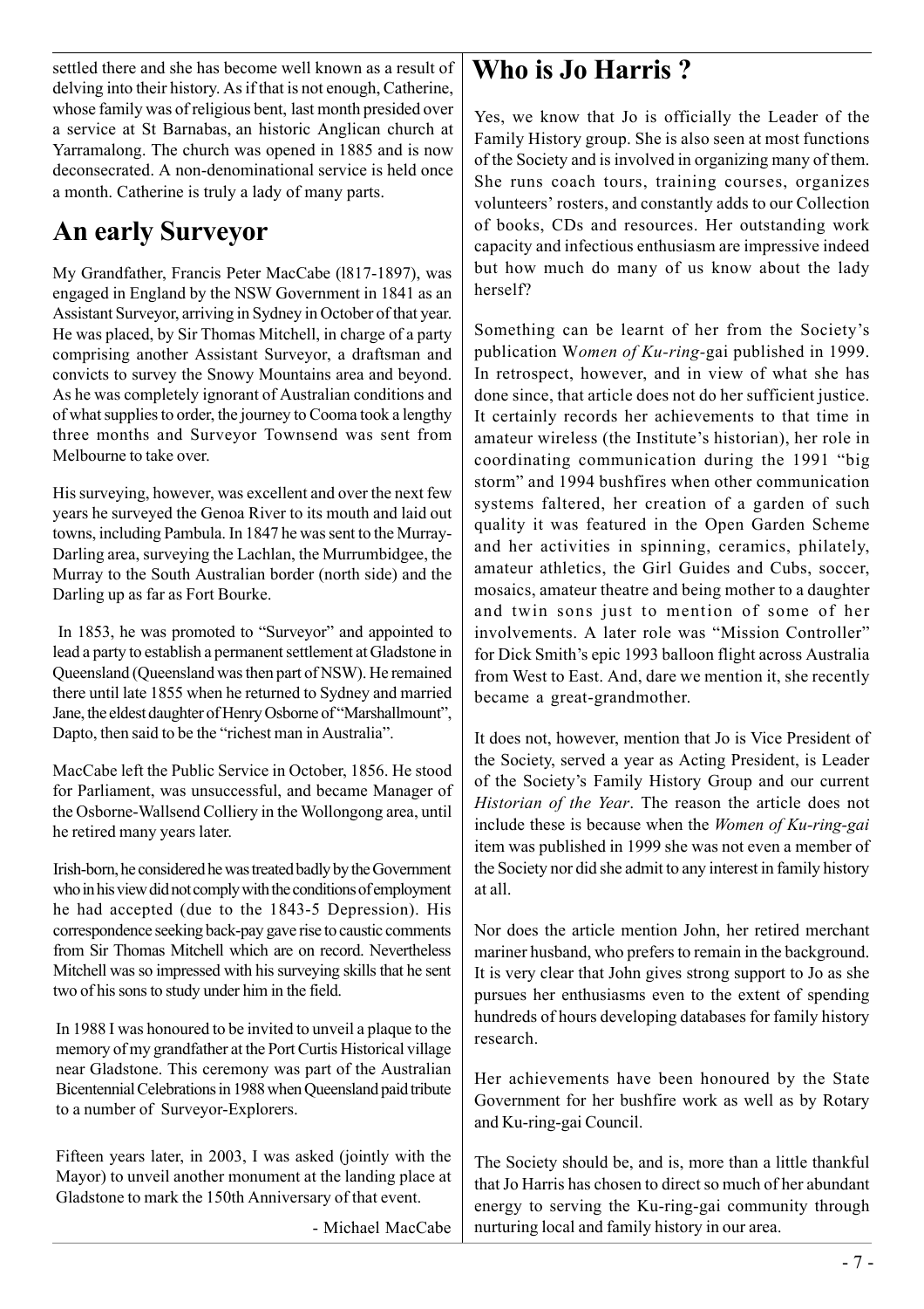settled there and she has become well known as a result of delving into their history. As if that is not enough, Catherine, whose family was of religious bent, last month presided over a service at St Barnabas, an historic Anglican church at Yarramalong. The church was opened in 1885 and is now deconsecrated. A non-denominational service is held once a month. Catherine is truly a lady of many parts.

## An early Surveyor

My Grandfather, Francis Peter MacCabe (l817-1897), was engaged in England by the NSW Government in 1841 as an Assistant Surveyor, arriving in Sydney in October of that year. He was placed, by Sir Thomas Mitchell, in charge of a party comprising another Assistant Surveyor, a draftsman and convicts to survey the Snowy Mountains area and beyond. As he was completely ignorant of Australian conditions and of what supplies to order, the journey to Cooma took a lengthy three months and Surveyor Townsend was sent from Melbourne to take over.

His surveying, however, was excellent and over the next few years he surveyed the Genoa River to its mouth and laid out towns, including Pambula. In 1847 he was sent to the Murray-Darling area, surveying the Lachlan, the Murrumbidgee, the Murray to the South Australian border (north side) and the Darling up as far as Fort Bourke.

In 1853, he was promoted to "Surveyor" and appointed to lead a party to establish a permanent settlement at Gladstone in Queensland (Queensland was then part of NSW). He remained there until late 1855 when he returned to Sydney and married Jane, the eldest daughter of Henry Osborne of "Marshallmount", Dapto, then said to be the "richest man in Australia".

MacCabe left the Public Service in October, 1856. He stood for Parliament, was unsuccessful, and became Manager of the Osborne-Wallsend Colliery in the Wollongong area, until he retired many years later.

Irish-born, he considered he was treated badly by the Government who in his view did not comply with the conditions of employment he had accepted (due to the 1843-5 Depression). His correspondence seeking back-pay gave rise to caustic comments from Sir Thomas Mitchell which are on record. Nevertheless Mitchell was so impressed with his surveying skills that he sent two of his sons to study under him in the field.

In 1988 I was honoured to be invited to unveil a plaque to the memory of my grandfather at the Port Curtis Historical village near Gladstone. This ceremony was part of the Australian Bicentennial Celebrations in 1988 when Queensland paid tribute to a number of Surveyor-Explorers.

Fifteen years later, in 2003, I was asked (jointly with the Mayor) to unveil another monument at the landing place at Gladstone to mark the 150th Anniversary of that event.

- Michael MacCabe

## Who is Jo Harris ?

Yes, we know that Jo is officially the Leader of the Family History group. She is also seen at most functions of the Society and is involved in organizing many of them. She runs coach tours, training courses, organizes volunteers' rosters, and constantly adds to our Collection of books, CDs and resources. Her outstanding work capacity and infectious enthusiasm are impressive indeed but how much do many of us know about the lady herself?

Something can be learnt of her from the Society's publication W*omen of Ku-ring-*gai published in 1999. In retrospect, however, and in view of what she has done since, that article does not do her sufficient justice. It certainly records her achievements to that time in amateur wireless (the Institute's historian), her role in coordinating communication during the 1991 "big storm" and 1994 bushfires when other communication systems faltered, her creation of a garden of such quality it was featured in the Open Garden Scheme and her activities in spinning, ceramics, philately, amateur athletics, the Girl Guides and Cubs, soccer, mosaics, amateur theatre and being mother to a daughter and twin sons just to mention of some of her involvements. A later role was "Mission Controller" for Dick Smith's epic 1993 balloon flight across Australia from West to East. And, dare we mention it, she recently became a great-grandmother.

It does not, however, mention that Jo is Vice President of the Society, served a year as Acting President, is Leader of the Society's Family History Group and our current *Historian of the Year*. The reason the article does not include these is because when the *Women of Ku-ring-gai* item was published in 1999 she was not even a member of the Society nor did she admit to any interest in family history at all.

Nor does the article mention John, her retired merchant mariner husband, who prefers to remain in the background. It is very clear that John gives strong support to Jo as she pursues her enthusiasms even to the extent of spending hundreds of hours developing databases for family history research.

Her achievements have been honoured by the State Government for her bushfire work as well as by Rotary and Ku-ring-gai Council.

The Society should be, and is, more than a little thankful that Jo Harris has chosen to direct so much of her abundant energy to serving the Ku-ring-gai community through nurturing local and family history in our area.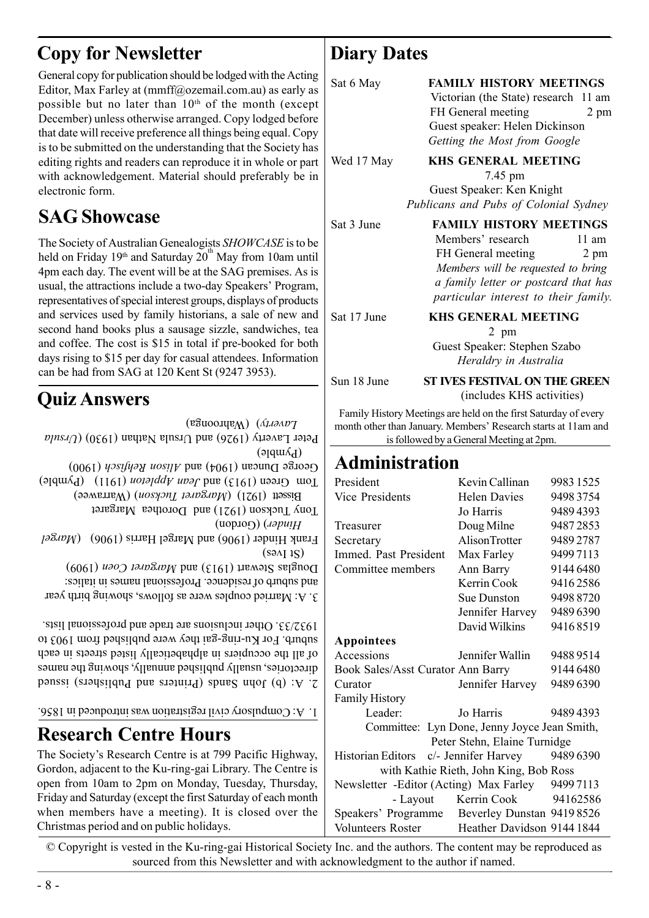## Copy for Newsletter

General copy for publication should be lodged with the Acting Editor, Max Farley at (mmff@ozemail.com.au) as early as possible but no later than 10th of the month (except December) unless otherwise arranged. Copy lodged before that date will receive preference all things being equal. Copy is to be submitted on the understanding that the Society has editing rights and readers can reproduce it in whole or part with acknowledgement. Material should preferably be in electronic form.

## SAG Showcase

The Society of Australian Genealogists *SHOWCASE* is to be held on Friday 19th and Saturday 20th May from 10am until 4pm each day. The event will be at the SAG premises. As is usual, the attractions include a two-day Speakers' Program, representatives of special interest groups, displays of products and services used by family historians, a sale of new and second hand books plus a sausage sizzle, sandwiches, tea and coffee. The cost is $15 in total if pre-booked for both days rising to $15 per day for casual attendees. Information can be had from SAG at 120 Kent St (9247 3953).

## Quiz Answers

1. A: Compulsory civil registration was introduced in 1856.

2. A: (b) John Sands (Printers and Publishers) issued directories, usually published annually, showing the names of all the occupiers in alphabetically listed streets in each suburb. For Ku-ring-gai they were published from 1903 to 1932/33. Other inclusions are trade and professional lists.

3. A: Married couples were as follows, showing birth year and suburb of residence. Professional names in italics:
Douglas Stewart (1913) and *Margaret Coen* (1909) (St Ives)
Frank Hinder (1906) and Margel Harris (1906) (*Margel Hinder*) (Gordon)
Tony Tuckson (1921) and Dorothea Margaret Bissett (1921) (*Margaret Tuckson*) (Warrawee)
Tom Green (1913) and *Jean Appleton* (1911) (Pymble)
George Duncan (1904) and *Alison Rehfisch* (1900) (Pymble)
Peter Laverty (1926) and Ursula Nathan (1930) (*Ursula Laverty*) (Wahroonga)

## Research Centre Hours

The Society's Research Centre is at 799 Pacific Highway, Gordon, adjacent to the Ku-ring-gai Library. The Centre is open from 10am to 2pm on Monday, Tuesday, Thursday, Friday and Saturday (except the first Saturday of each month when members have a meeting). It is closed over the Christmas period and on public holidays.

## Diary Dates

**Sat 6 May** — **FAMILY HISTORY MEETINGS**
Victorian (the State) research 11 am
FH General meeting 2 pm
Guest speaker: Helen Dickinson
*Getting the Most from Google*

**Wed 17 May** — **KHS GENERAL MEETING**
7.45 pm
Guest Speaker: Ken Knight
*Publicans and Pubs of Colonial Sydney*

**Sat 3 June** — **FAMILY HISTORY MEETINGS**
Members' research 11 am
FH General meeting 2 pm
*Members will be requested to bring a family letter or postcard that has particular interest to their family.*

**Sat 17 June** — **KHS GENERAL MEETING**
2 pm
Guest Speaker: Stephen Szabo
*Heraldry in Australia*

**Sun 18 June** — **ST IVES FESTIVAL ON THE GREEN**
(includes KHS activities)

Family History Meetings are held on the first Saturday of every month other than January. Members' Research starts at 11am and is followed by a General Meeting at 2pm.

## Administration

| | | |
|---|---|---|
| President | Kevin Callinan | 9983 1525 |
| Vice Presidents | Helen Davies | 9498 3754 |
| | Jo Harris | 9489 4393 |
| Treasurer | Doug Milne | 9487 2853 |
| Secretary | AlisonTrotter | 9489 2787 |
| Immed. Past President | Max Farley | 9499 7113 |
| Committee members | Ann Barry | 9144 6480 |
| | Kerrin Cook | 9416 2586 |
| | Sue Dunston | 9498 8720 |
| | Jennifer Harvey | 9489 6390 |
| | David Wilkins | 9416 8519 |

**Appointees**

| | | |
|---|---|---|
| Accessions | Jennifer Wallin | 9488 9514 |
| Book Sales/Asst Curator | Ann Barry | 9144 6480 |
| Curator | Jennifer Harvey | 9489 6390 |
| Family History | | |
| Leader: | Jo Harris | 9489 4393 |
| Committee: | Lyn Done, Jenny Joyce Jean Smith, Peter Stehn, Elaine Turnidge | |
| Historian Editors | c/- Jennifer Harvey, with Kathie Rieth, John King, Bob Ross | 9489 6390 |
| Newsletter - Editor (Acting) | Max Farley | 9499 7113 |
| - Layout | Kerrin Cook | 94162586 |
| Speakers' Programme | Beverley Dunstan | 9419 8526 |
| Volunteers Roster | Heather Davidson | 9144 1844 |

© Copyright is vested in the Ku-ring-gai Historical Society Inc. and the authors. The content may be reproduced as sourced from this Newsletter and with acknowledgment to the author if named.